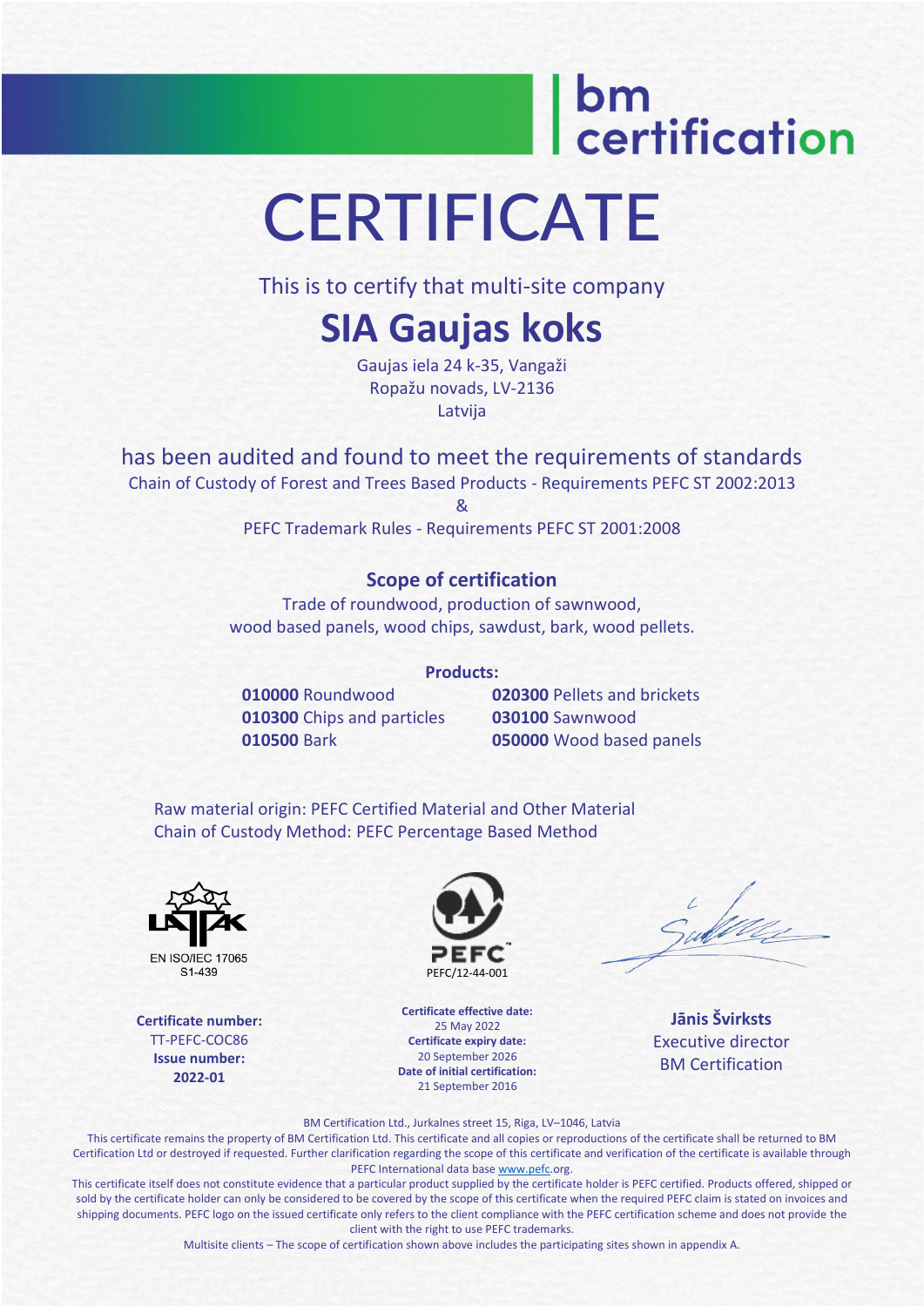bm certification

# CERTIFICATE

This is to certify that multi-site company

## SIA Gaujas koks

Gaujas iela 24 k-35, Vangaži
Ropažu novads, LV-2136
Latvija

has been audited and found to meet the requirements of standards

Chain of Custody of Forest and Trees Based Products - Requirements PEFC ST 2002:2013

&

PEFC Trademark Rules - Requirements PEFC ST 2001:2008

### Scope of certification

Trade of roundwood, production of sawnwood,
wood based panels, wood chips, sawdust, bark, wood pellets.

**Products:**

**010000** Roundwood
**010300** Chips and particles
**010500** Bark
**020300** Pellets and brickets
**030100** Sawnwood
**050000** Wood based panels

Raw material origin: PEFC Certified Material and Other Material
Chain of Custody Method: PEFC Percentage Based Method

LATAK EN ISO/IEC 17065 S1-439

PEFC PEFC/12-44-001

**Certificate number:** TT-PEFC-COC86
**Issue number:** 2022-01

**Certificate effective date:** 25 May 2022
**Certificate expiry date:** 20 September 2026
**Date of initial certification:** 21 September 2016

**Jānis Švirksts**
Executive director
BM Certification

BM Certification Ltd., Jurkalnes street 15, Riga, LV–1046, Latvia

This certificate remains the property of BM Certification Ltd. This certificate and all copies or reproductions of the certificate shall be returned to BM Certification Ltd or destroyed if requested. Further clarification regarding the scope of this certificate and verification of the certificate is available through PEFC International data base www.pefc.org.

This certificate itself does not constitute evidence that a particular product supplied by the certificate holder is PEFC certified. Products offered, shipped or sold by the certificate holder can only be considered to be covered by the scope of this certificate when the required PEFC claim is stated on invoices and shipping documents. PEFC logo on the issued certificate only refers to the client compliance with the PEFC certification scheme and does not provide the client with the right to use PEFC trademarks.

Multisite clients – The scope of certification shown above includes the participating sites shown in appendix A.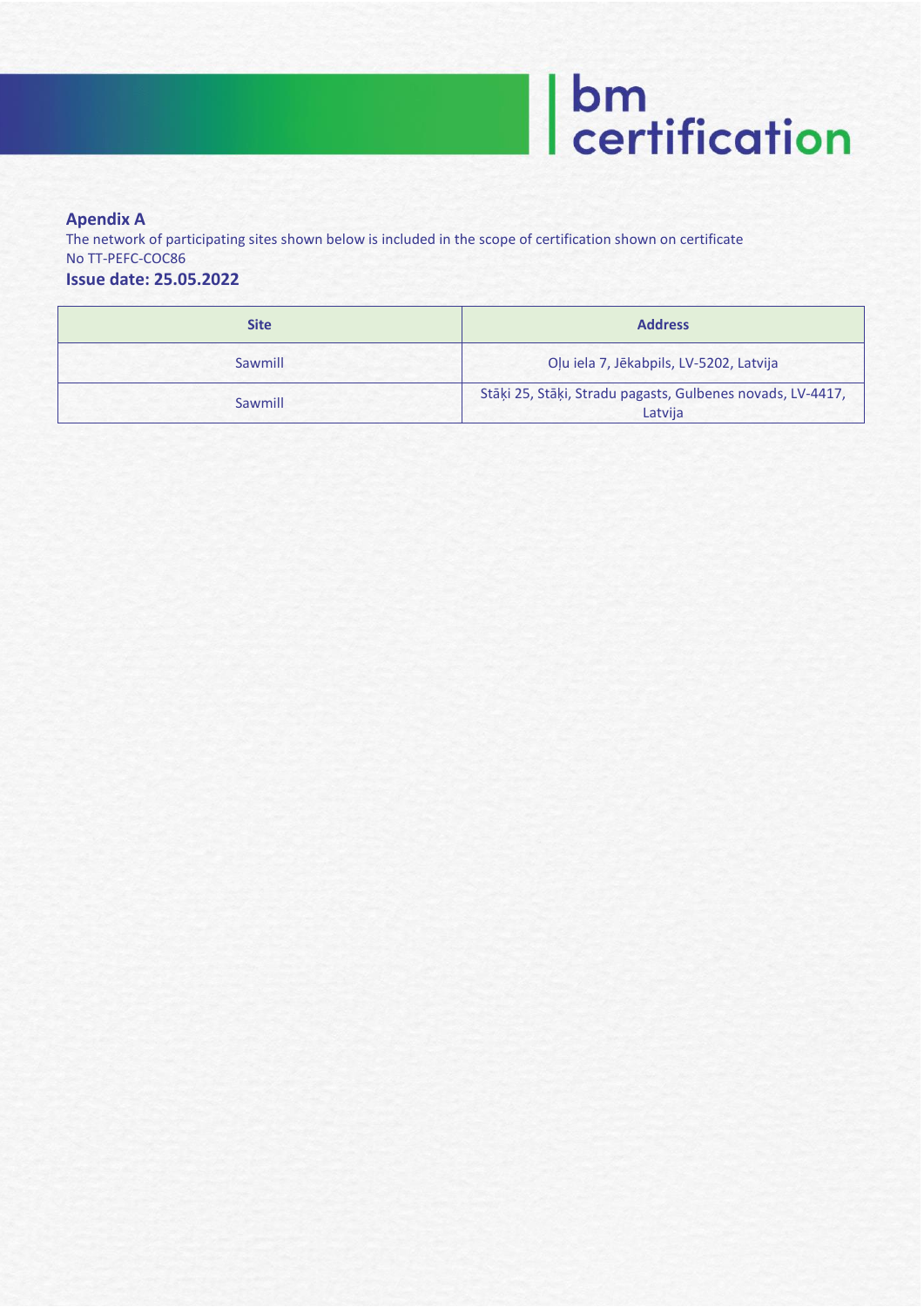bm certification

## Apendix A

The network of participating sites shown below is included in the scope of certification shown on certificate No TT-PEFC-COC86

**Issue date: 25.05.2022**

| Site | Address |
|---|---|
| Sawmill | Oļu iela 7, Jēkabpils, LV-5202, Latvija |
| Sawmill | Stāķi 25, Stāķi, Stradu pagasts, Gulbenes novads, LV-4417, Latvija |